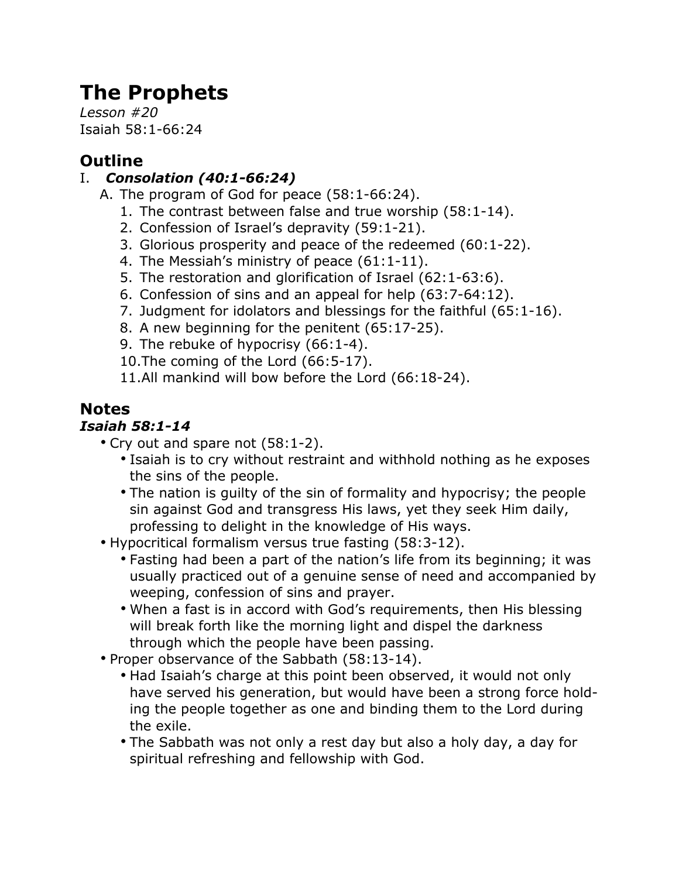# The Prophets

*Lesson #20*

Isaiah 58:1-66:24

## Outline

I. ***Consolation (40:1-66:24)***

- A. The program of God for peace (58:1-66:24).
    1. The contrast between false and true worship (58:1-14).
    2. Confession of Israel's depravity (59:1-21).
    3. Glorious prosperity and peace of the redeemed (60:1-22).
    4. The Messiah's ministry of peace (61:1-11).
    5. The restoration and glorification of Israel (62:1-63:6).
    6. Confession of sins and an appeal for help (63:7-64:12).
    7. Judgment for idolators and blessings for the faithful (65:1-16).
    8. A new beginning for the penitent (65:17-25).
    9. The rebuke of hypocrisy (66:1-4).
    10. The coming of the Lord (66:5-17).
    11. All mankind will bow before the Lord (66:18-24).

## Notes

### *Isaiah 58:1-14*

- Cry out and spare not (58:1-2).
    - Isaiah is to cry without restraint and withhold nothing as he exposes the sins of the people.
    - The nation is guilty of the sin of formality and hypocrisy; the people sin against God and transgress His laws, yet they seek Him daily, professing to delight in the knowledge of His ways.
- Hypocritical formalism versus true fasting (58:3-12).
    - Fasting had been a part of the nation's life from its beginning; it was usually practiced out of a genuine sense of need and accompanied by weeping, confession of sins and prayer.
    - When a fast is in accord with God's requirements, then His blessing will break forth like the morning light and dispel the darkness through which the people have been passing.
- Proper observance of the Sabbath (58:13-14).
    - Had Isaiah's charge at this point been observed, it would not only have served his generation, but would have been a strong force holding the people together as one and binding them to the Lord during the exile.
    - The Sabbath was not only a rest day but also a holy day, a day for spiritual refreshing and fellowship with God.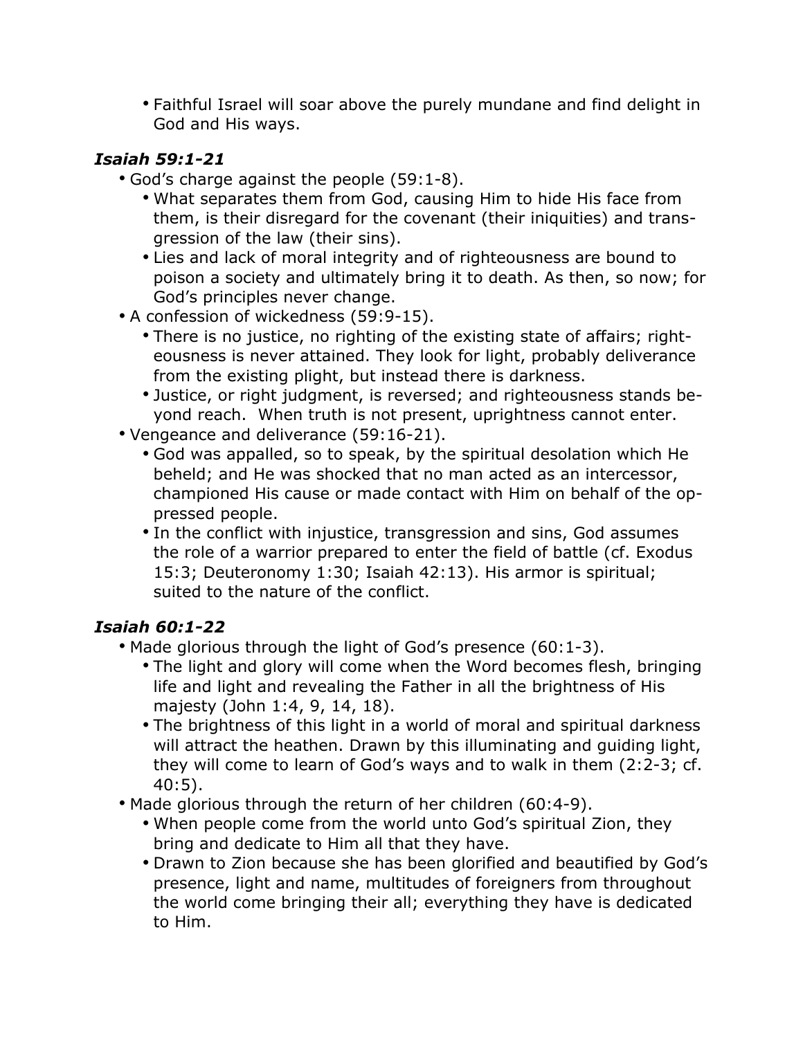- Faithful Israel will soar above the purely mundane and find delight in God and His ways.

### *Isaiah 59:1-21*

- God's charge against the people (59:1-8).
  - What separates them from God, causing Him to hide His face from them, is their disregard for the covenant (their iniquities) and transgression of the law (their sins).
  - Lies and lack of moral integrity and of righteousness are bound to poison a society and ultimately bring it to death. As then, so now; for God's principles never change.
- A confession of wickedness (59:9-15).
  - There is no justice, no righting of the existing state of affairs; righteousness is never attained. They look for light, probably deliverance from the existing plight, but instead there is darkness.
  - Justice, or right judgment, is reversed; and righteousness stands beyond reach.  When truth is not present, uprightness cannot enter.
- Vengeance and deliverance (59:16-21).
  - God was appalled, so to speak, by the spiritual desolation which He beheld; and He was shocked that no man acted as an intercessor, championed His cause or made contact with Him on behalf of the oppressed people.
  - In the conflict with injustice, transgression and sins, God assumes the role of a warrior prepared to enter the field of battle (cf. Exodus 15:3; Deuteronomy 1:30; Isaiah 42:13). His armor is spiritual; suited to the nature of the conflict.

### *Isaiah 60:1-22*

- Made glorious through the light of God's presence (60:1-3).
  - The light and glory will come when the Word becomes flesh, bringing life and light and revealing the Father in all the brightness of His majesty (John 1:4, 9, 14, 18).
  - The brightness of this light in a world of moral and spiritual darkness will attract the heathen. Drawn by this illuminating and guiding light, they will come to learn of God's ways and to walk in them (2:2-3; cf. 40:5).
- Made glorious through the return of her children (60:4-9).
  - When people come from the world unto God's spiritual Zion, they bring and dedicate to Him all that they have.
  - Drawn to Zion because she has been glorified and beautified by God's presence, light and name, multitudes of foreigners from throughout the world come bringing their all; everything they have is dedicated to Him.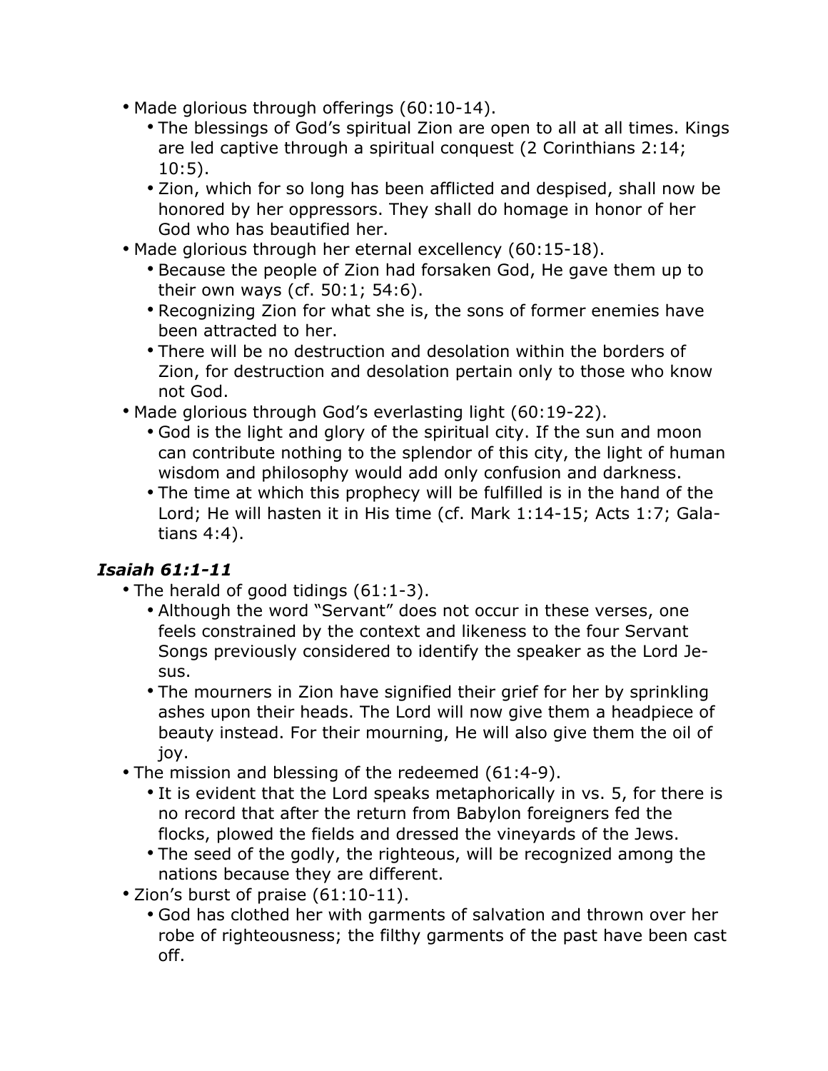- Made glorious through offerings (60:10-14).
  - The blessings of God's spiritual Zion are open to all at all times. Kings are led captive through a spiritual conquest (2 Corinthians 2:14; 10:5).
  - Zion, which for so long has been afflicted and despised, shall now be honored by her oppressors. They shall do homage in honor of her God who has beautified her.
- Made glorious through her eternal excellency (60:15-18).
  - Because the people of Zion had forsaken God, He gave them up to their own ways (cf. 50:1; 54:6).
  - Recognizing Zion for what she is, the sons of former enemies have been attracted to her.
  - There will be no destruction and desolation within the borders of Zion, for destruction and desolation pertain only to those who know not God.
- Made glorious through God's everlasting light (60:19-22).
  - God is the light and glory of the spiritual city. If the sun and moon can contribute nothing to the splendor of this city, the light of human wisdom and philosophy would add only confusion and darkness.
  - The time at which this prophecy will be fulfilled is in the hand of the Lord; He will hasten it in His time (cf. Mark 1:14-15; Acts 1:7; Galatians 4:4).

### *Isaiah 61:1-11*

- The herald of good tidings (61:1-3).
  - Although the word "Servant" does not occur in these verses, one feels constrained by the context and likeness to the four Servant Songs previously considered to identify the speaker as the Lord Jesus.
  - The mourners in Zion have signified their grief for her by sprinkling ashes upon their heads. The Lord will now give them a headpiece of beauty instead. For their mourning, He will also give them the oil of joy.
- The mission and blessing of the redeemed (61:4-9).
  - It is evident that the Lord speaks metaphorically in vs. 5, for there is no record that after the return from Babylon foreigners fed the flocks, plowed the fields and dressed the vineyards of the Jews.
  - The seed of the godly, the righteous, will be recognized among the nations because they are different.
- Zion's burst of praise (61:10-11).
  - God has clothed her with garments of salvation and thrown over her robe of righteousness; the filthy garments of the past have been cast off.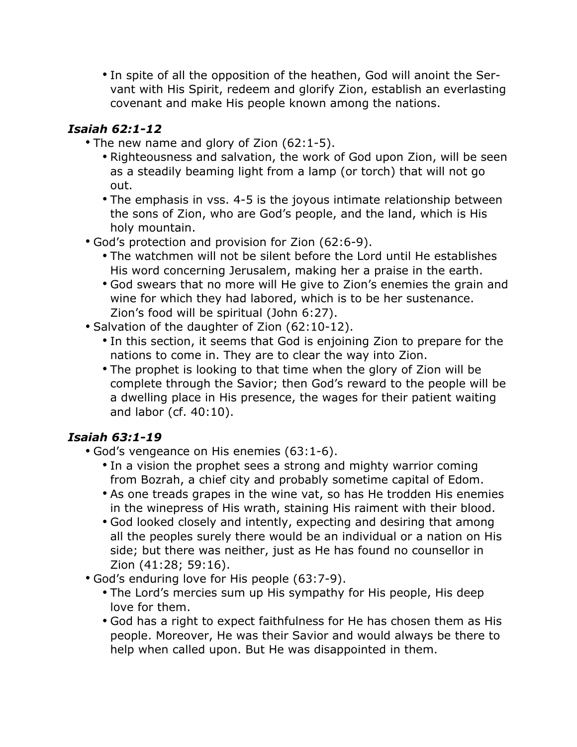- In spite of all the opposition of the heathen, God will anoint the Servant with His Spirit, redeem and glorify Zion, establish an everlasting covenant and make His people known among the nations.

### *Isaiah 62:1-12*

- The new name and glory of Zion (62:1-5).
    - Righteousness and salvation, the work of God upon Zion, will be seen as a steadily beaming light from a lamp (or torch) that will not go out.
    - The emphasis in vss. 4-5 is the joyous intimate relationship between the sons of Zion, who are God's people, and the land, which is His holy mountain.
- God's protection and provision for Zion (62:6-9).
    - The watchmen will not be silent before the Lord until He establishes His word concerning Jerusalem, making her a praise in the earth.
    - God swears that no more will He give to Zion's enemies the grain and wine for which they had labored, which is to be her sustenance. Zion's food will be spiritual (John 6:27).
- Salvation of the daughter of Zion (62:10-12).
    - In this section, it seems that God is enjoining Zion to prepare for the nations to come in. They are to clear the way into Zion.
    - The prophet is looking to that time when the glory of Zion will be complete through the Savior; then God's reward to the people will be a dwelling place in His presence, the wages for their patient waiting and labor (cf. 40:10).

### *Isaiah 63:1-19*

- God's vengeance on His enemies (63:1-6).
    - In a vision the prophet sees a strong and mighty warrior coming from Bozrah, a chief city and probably sometime capital of Edom.
    - As one treads grapes in the wine vat, so has He trodden His enemies in the winepress of His wrath, staining His raiment with their blood.
    - God looked closely and intently, expecting and desiring that among all the peoples surely there would be an individual or a nation on His side; but there was neither, just as He has found no counsellor in Zion (41:28; 59:16).
- God's enduring love for His people (63:7-9).
    - The Lord's mercies sum up His sympathy for His people, His deep love for them.
    - God has a right to expect faithfulness for He has chosen them as His people. Moreover, He was their Savior and would always be there to help when called upon. But He was disappointed in them.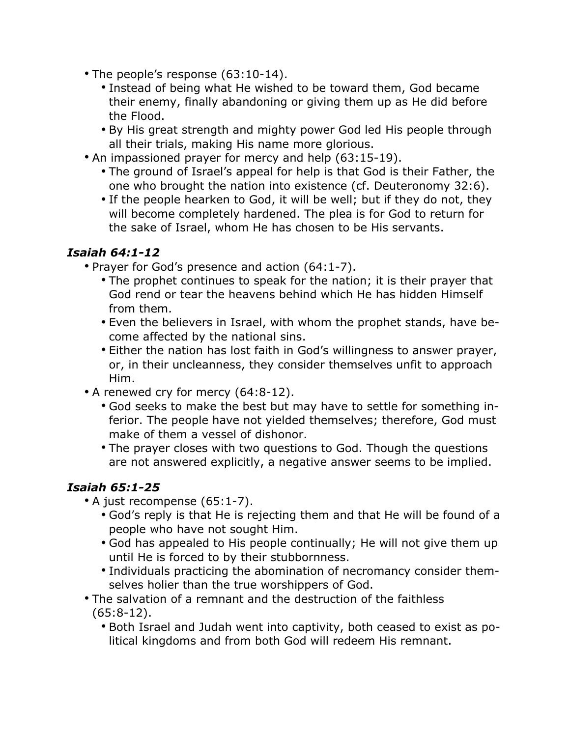- The people's response (63:10-14).
  - Instead of being what He wished to be toward them, God became their enemy, finally abandoning or giving them up as He did before the Flood.
  - By His great strength and mighty power God led His people through all their trials, making His name more glorious.
- An impassioned prayer for mercy and help (63:15-19).
  - The ground of Israel's appeal for help is that God is their Father, the one who brought the nation into existence (cf. Deuteronomy 32:6).
  - If the people hearken to God, it will be well; but if they do not, they will become completely hardened. The plea is for God to return for the sake of Israel, whom He has chosen to be His servants.

### *Isaiah 64:1-12*

- Prayer for God's presence and action (64:1-7).
  - The prophet continues to speak for the nation; it is their prayer that God rend or tear the heavens behind which He has hidden Himself from them.
  - Even the believers in Israel, with whom the prophet stands, have become affected by the national sins.
  - Either the nation has lost faith in God's willingness to answer prayer, or, in their uncleanness, they consider themselves unfit to approach Him.
- A renewed cry for mercy (64:8-12).
  - God seeks to make the best but may have to settle for something inferior. The people have not yielded themselves; therefore, God must make of them a vessel of dishonor.
  - The prayer closes with two questions to God. Though the questions are not answered explicitly, a negative answer seems to be implied.

### *Isaiah 65:1-25*

- A just recompense (65:1-7).
  - God's reply is that He is rejecting them and that He will be found of a people who have not sought Him.
  - God has appealed to His people continually; He will not give them up until He is forced to by their stubbornness.
  - Individuals practicing the abomination of necromancy consider themselves holier than the true worshippers of God.
- The salvation of a remnant and the destruction of the faithless (65:8-12).
  - Both Israel and Judah went into captivity, both ceased to exist as political kingdoms and from both God will redeem His remnant.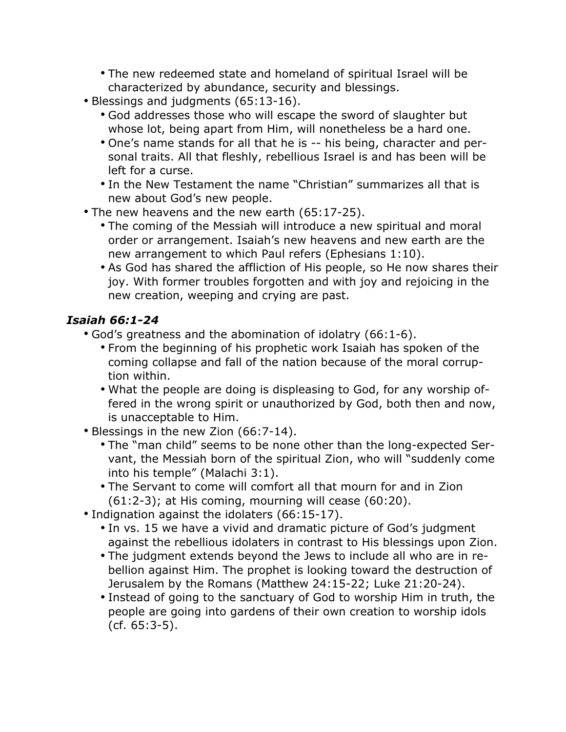- The new redeemed state and homeland of spiritual Israel will be characterized by abundance, security and blessings.
- Blessings and judgments (65:13-16).
  - God addresses those who will escape the sword of slaughter but whose lot, being apart from Him, will nonetheless be a hard one.
  - One's name stands for all that he is -- his being, character and personal traits. All that fleshly, rebellious Israel is and has been will be left for a curse.
  - In the New Testament the name "Christian" summarizes all that is new about God's new people.
- The new heavens and the new earth (65:17-25).
  - The coming of the Messiah will introduce a new spiritual and moral order or arrangement. Isaiah's new heavens and new earth are the new arrangement to which Paul refers (Ephesians 1:10).
  - As God has shared the affliction of His people, so He now shares their joy. With former troubles forgotten and with joy and rejoicing in the new creation, weeping and crying are past.

### *Isaiah 66:1-24*

- God's greatness and the abomination of idolatry (66:1-6).
  - From the beginning of his prophetic work Isaiah has spoken of the coming collapse and fall of the nation because of the moral corruption within.
  - What the people are doing is displeasing to God, for any worship offered in the wrong spirit or unauthorized by God, both then and now, is unacceptable to Him.
- Blessings in the new Zion (66:7-14).
  - The "man child" seems to be none other than the long-expected Servant, the Messiah born of the spiritual Zion, who will "suddenly come into his temple" (Malachi 3:1).
  - The Servant to come will comfort all that mourn for and in Zion (61:2-3); at His coming, mourning will cease (60:20).
- Indignation against the idolaters (66:15-17).
  - In vs. 15 we have a vivid and dramatic picture of God's judgment against the rebellious idolaters in contrast to His blessings upon Zion.
  - The judgment extends beyond the Jews to include all who are in rebellion against Him. The prophet is looking toward the destruction of Jerusalem by the Romans (Matthew 24:15-22; Luke 21:20-24).
  - Instead of going to the sanctuary of God to worship Him in truth, the people are going into gardens of their own creation to worship idols (cf. 65:3-5).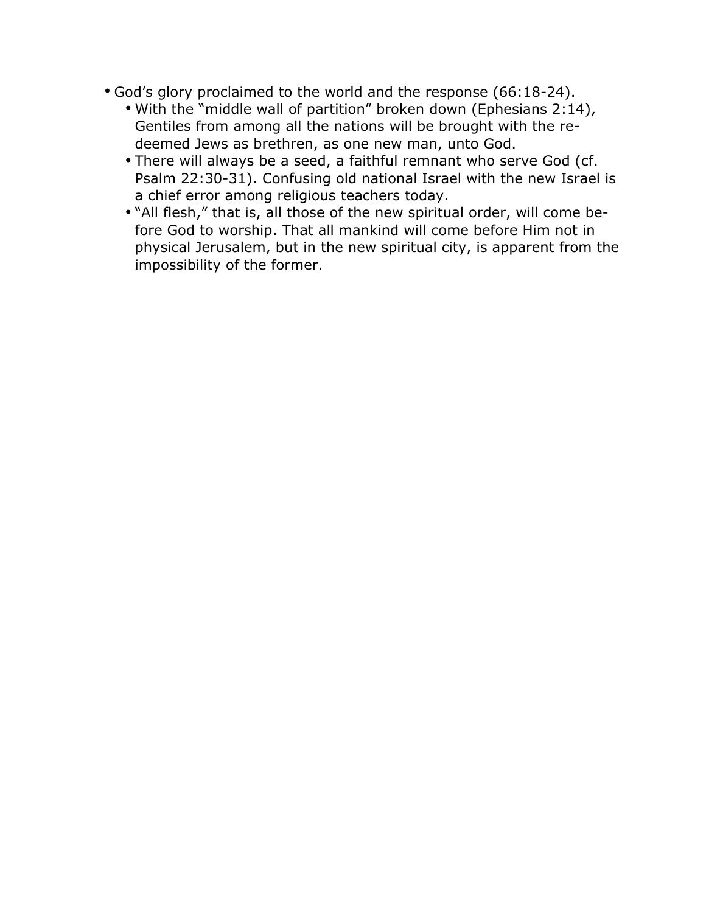- God's glory proclaimed to the world and the response (66:18-24).
  - With the "middle wall of partition" broken down (Ephesians 2:14), Gentiles from among all the nations will be brought with the redeemed Jews as brethren, as one new man, unto God.
  - There will always be a seed, a faithful remnant who serve God (cf. Psalm 22:30-31). Confusing old national Israel with the new Israel is a chief error among religious teachers today.
  - "All flesh," that is, all those of the new spiritual order, will come before God to worship. That all mankind will come before Him not in physical Jerusalem, but in the new spiritual city, is apparent from the impossibility of the former.